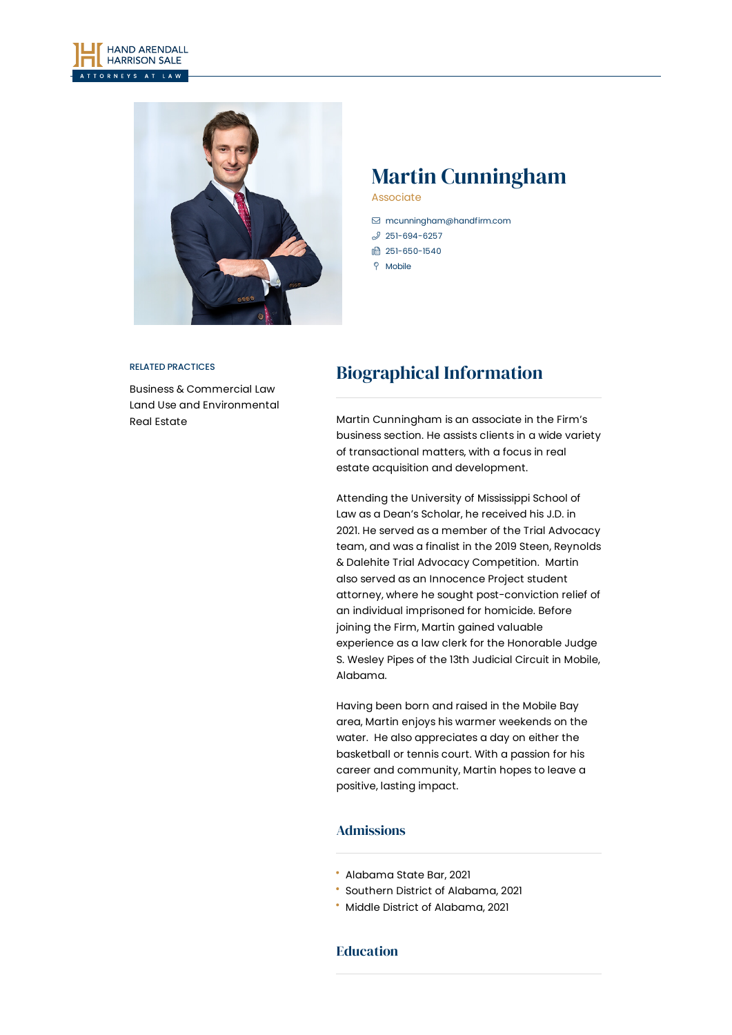HAND ARENDALL HARRISON SALE
ATTORNEYS AT LAW

# Martin Cunningham

Associate

- mcunningham@handfirm.com
- 251-694-6257
- 251-650-1540
- Mobile

RELATED PRACTICES

Business & Commercial Law
Land Use and Environmental
Real Estate

## Biographical Information

Martin Cunningham is an associate in the Firm's business section. He assists clients in a wide variety of transactional matters, with a focus in real estate acquisition and development.

Attending the University of Mississippi School of Law as a Dean's Scholar, he received his J.D. in 2021. He served as a member of the Trial Advocacy team, and was a finalist in the 2019 Steen, Reynolds & Dalehite Trial Advocacy Competition. Martin also served as an Innocence Project student attorney, where he sought post-conviction relief of an individual imprisoned for homicide. Before joining the Firm, Martin gained valuable experience as a law clerk for the Honorable Judge S. Wesley Pipes of the 13th Judicial Circuit in Mobile, Alabama.

Having been born and raised in the Mobile Bay area, Martin enjoys his warmer weekends on the water. He also appreciates a day on either the basketball or tennis court. With a passion for his career and community, Martin hopes to leave a positive, lasting impact.

### Admissions

- Alabama State Bar, 2021
- Southern District of Alabama, 2021
- Middle District of Alabama, 2021

### Education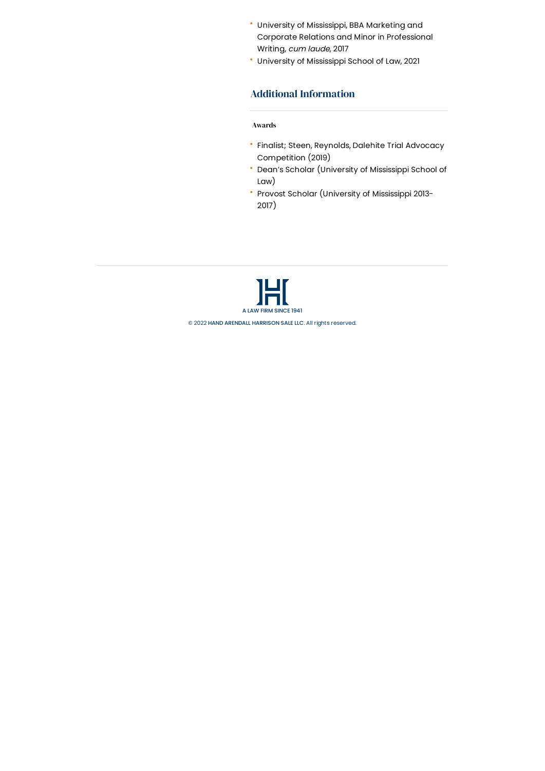- University of Mississippi, BBA Marketing and Corporate Relations and Minor in Professional Writing, *cum laude*, 2017
- University of Mississippi School of Law, 2021

## Additional Information

#### Awards

- Finalist; Steen, Reynolds, Dalehite Trial Advocacy Competition (2019)
- Dean's Scholar (University of Mississippi School of Law)
- Provost Scholar (University of Mississippi 2013-2017)

A LAW FIRM SINCE 1941

© 2022 HAND ARENDALL HARRISON SALE LLC. All rights reserved.